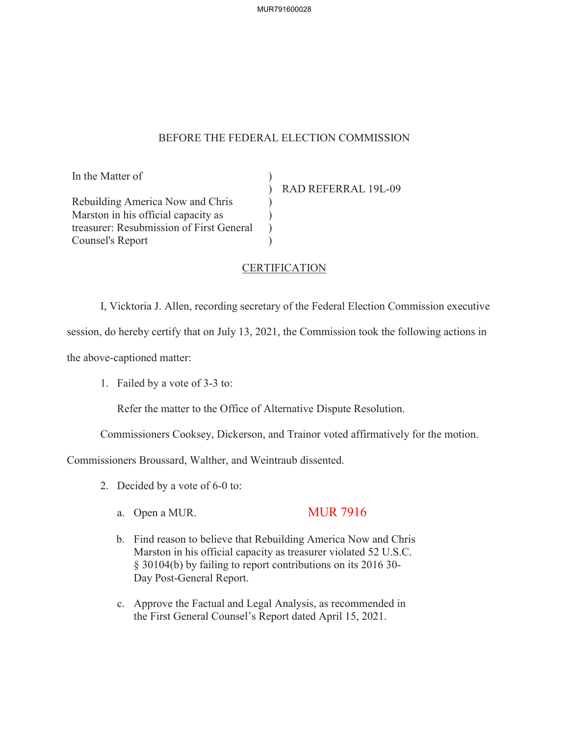BEFORE THE FEDERAL ELECTION COMMISSION

| | | |
|---|---|---|
| In the Matter of | ) | |
| | ) | RAD REFERRAL 19L-09 |
| Rebuilding America Now and Chris | ) | |
| Marston in his official capacity as | ) | |
| treasurer: Resubmission of First General | ) | |
| Counsel's Report | ) | |

CERTIFICATION

I, Vicktoria J. Allen, recording secretary of the Federal Election Commission executive session, do hereby certify that on July 13, 2021, the Commission took the following actions in the above-captioned matter:

1. Failed by a vote of 3-3 to:

   Refer the matter to the Office of Alternative Dispute Resolution.

Commissioners Cooksey, Dickerson, and Trainor voted affirmatively for the motion. Commissioners Broussard, Walther, and Weintraub dissented.

2. Decided by a vote of 6-0 to:

   a. Open a MUR. MUR 7916

   b. Find reason to believe that Rebuilding America Now and Chris Marston in his official capacity as treasurer violated 52 U.S.C. § 30104(b) by failing to report contributions on its 2016 30-Day Post-General Report.

   c. Approve the Factual and Legal Analysis, as recommended in the First General Counsel's Report dated April 15, 2021.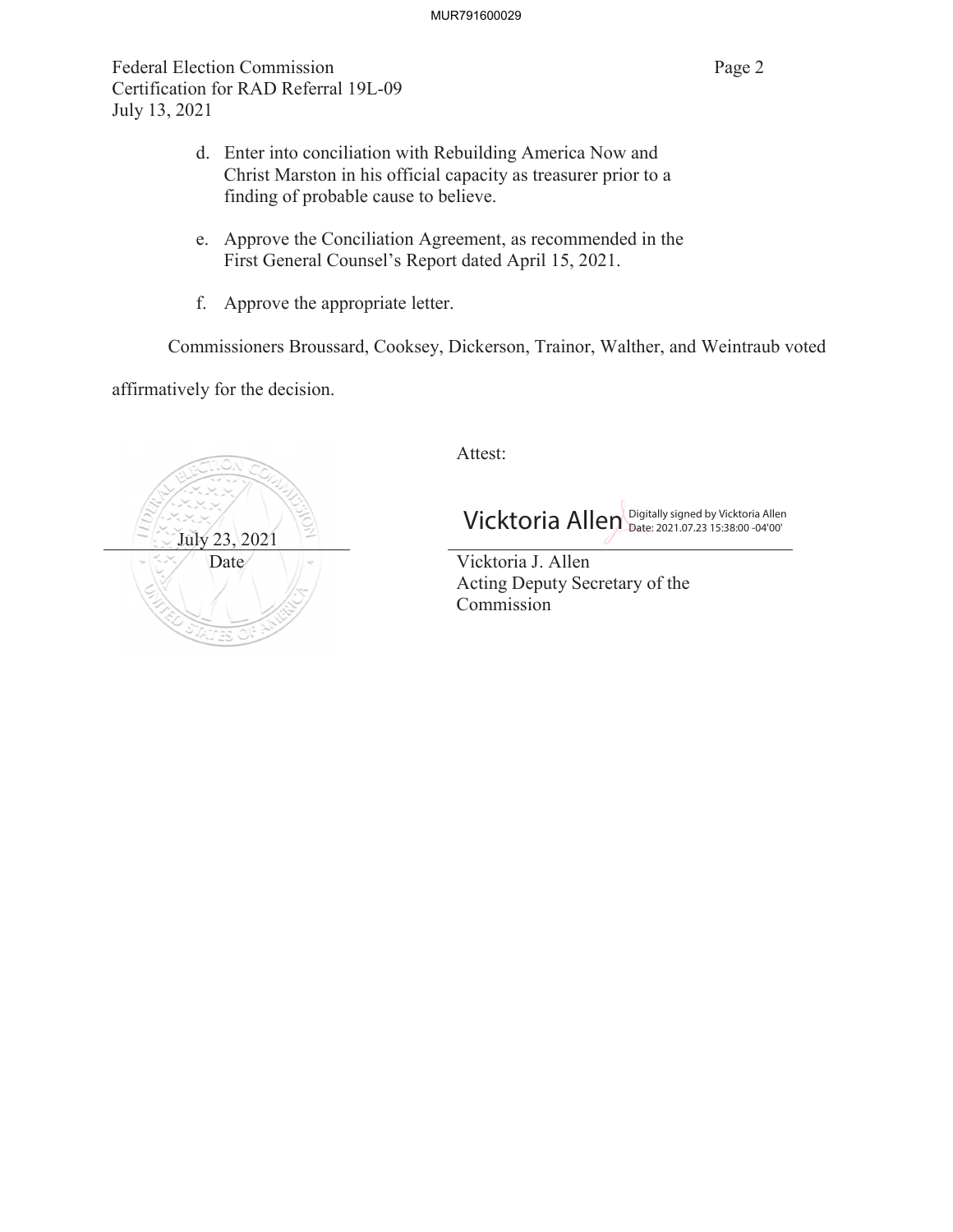Federal Election Commission
Certification for RAD Referral 19L-09
July 13, 2021

d. Enter into conciliation with Rebuilding America Now and Christ Marston in his official capacity as treasurer prior to a finding of probable cause to believe.

e. Approve the Conciliation Agreement, as recommended in the First General Counsel's Report dated April 15, 2021.

f. Approve the appropriate letter.

Commissioners Broussard, Cooksey, Dickerson, Trainor, Walther, and Weintraub voted affirmatively for the decision.

Attest:

July 23, 2021
Date

Vicktoria Allen Digitally signed by Vicktoria Allen Date: 2021.07.23 15:38:00 -04'00'

Vicktoria J. Allen
Acting Deputy Secretary of the Commission